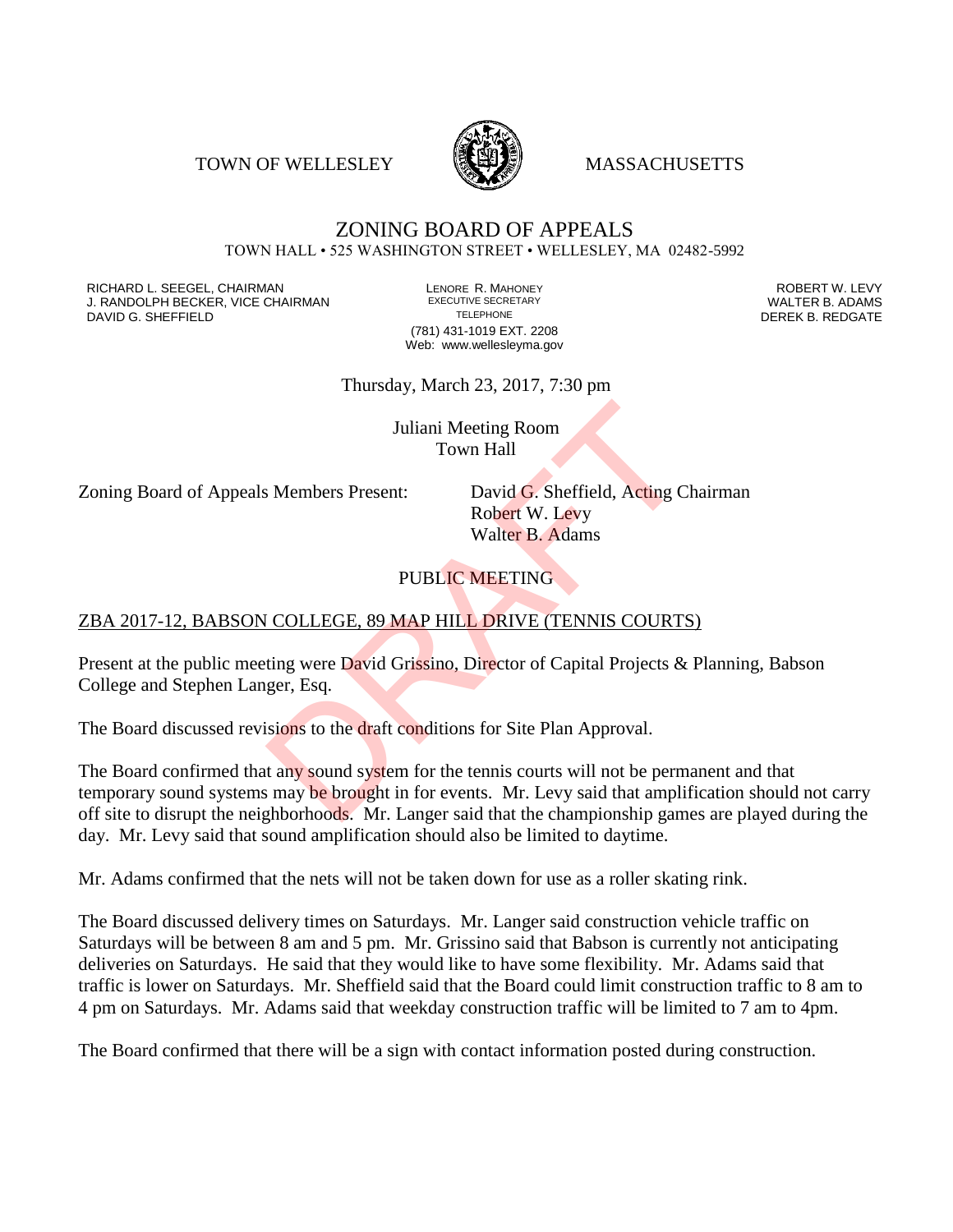TOWN OF WELLESLEY MASSACHUSETTS

# ZONING BOARD OF APPEALS

TOWN HALL • 525 WASHINGTON STREET • WELLESLEY, MA 02482-5992

RICHARD L. SEEGEL, CHAIRMAN
J. RANDOLPH BECKER, VICE CHAIRMAN
DAVID G. SHEFFIELD

LENORE R. MAHONEY
EXECUTIVE SECRETARY
TELEPHONE
(781) 431-1019 EXT. 2208
Web: www.wellesleyma.gov

ROBERT W. LEVY
WALTER B. ADAMS
DEREK B. REDGATE

Thursday, March 23, 2017, 7:30 pm

Juliani Meeting Room
Town Hall

Zoning Board of Appeals Members Present: David G. Sheffield, Acting Chairman
Robert W. Levy
Walter B. Adams

PUBLIC MEETING

ZBA 2017-12, BABSON COLLEGE, 89 MAP HILL DRIVE (TENNIS COURTS)

Present at the public meeting were David Grissino, Director of Capital Projects & Planning, Babson College and Stephen Langer, Esq.

The Board discussed revisions to the draft conditions for Site Plan Approval.

The Board confirmed that any sound system for the tennis courts will not be permanent and that temporary sound systems may be brought in for events. Mr. Levy said that amplification should not carry off site to disrupt the neighborhoods. Mr. Langer said that the championship games are played during the day. Mr. Levy said that sound amplification should also be limited to daytime.

Mr. Adams confirmed that the nets will not be taken down for use as a roller skating rink.

The Board discussed delivery times on Saturdays. Mr. Langer said construction vehicle traffic on Saturdays will be between 8 am and 5 pm. Mr. Grissino said that Babson is currently not anticipating deliveries on Saturdays. He said that they would like to have some flexibility. Mr. Adams said that traffic is lower on Saturdays. Mr. Sheffield said that the Board could limit construction traffic to 8 am to 4 pm on Saturdays. Mr. Adams said that weekday construction traffic will be limited to 7 am to 4pm.

The Board confirmed that there will be a sign with contact information posted during construction.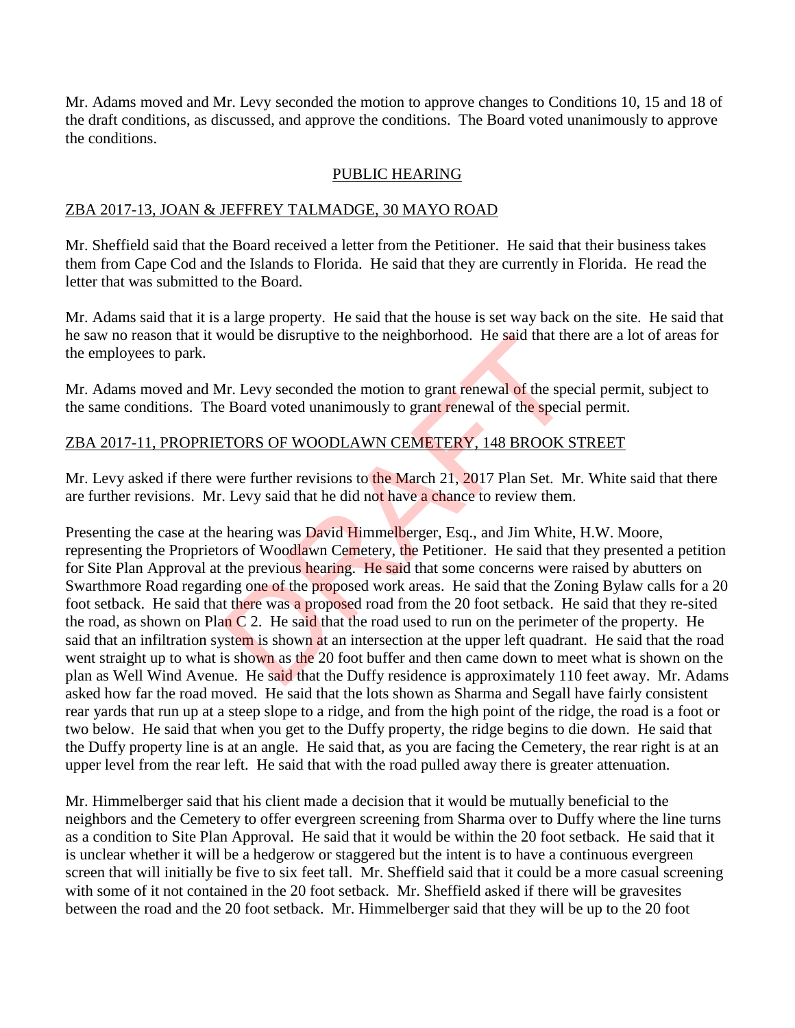Mr. Adams moved and Mr. Levy seconded the motion to approve changes to Conditions 10, 15 and 18 of the draft conditions, as discussed, and approve the conditions. The Board voted unanimously to approve the conditions.

## PUBLIC HEARING

### ZBA 2017-13, JOAN & JEFFREY TALMADGE, 30 MAYO ROAD

Mr. Sheffield said that the Board received a letter from the Petitioner. He said that their business takes them from Cape Cod and the Islands to Florida. He said that they are currently in Florida. He read the letter that was submitted to the Board.

Mr. Adams said that it is a large property. He said that the house is set way back on the site. He said that he saw no reason that it would be disruptive to the neighborhood. He said that there are a lot of areas for the employees to park.

Mr. Adams moved and Mr. Levy seconded the motion to grant renewal of the special permit, subject to the same conditions. The Board voted unanimously to grant renewal of the special permit.

### ZBA 2017-11, PROPRIETORS OF WOODLAWN CEMETERY, 148 BROOK STREET

Mr. Levy asked if there were further revisions to the March 21, 2017 Plan Set. Mr. White said that there are further revisions. Mr. Levy said that he did not have a chance to review them.

Presenting the case at the hearing was David Himmelberger, Esq., and Jim White, H.W. Moore, representing the Proprietors of Woodlawn Cemetery, the Petitioner. He said that they presented a petition for Site Plan Approval at the previous hearing. He said that some concerns were raised by abutters on Swarthmore Road regarding one of the proposed work areas. He said that the Zoning Bylaw calls for a 20 foot setback. He said that there was a proposed road from the 20 foot setback. He said that they re-sited the road, as shown on Plan C 2. He said that the road used to run on the perimeter of the property. He said that an infiltration system is shown at an intersection at the upper left quadrant. He said that the road went straight up to what is shown as the 20 foot buffer and then came down to meet what is shown on the plan as Well Wind Avenue. He said that the Duffy residence is approximately 110 feet away. Mr. Adams asked how far the road moved. He said that the lots shown as Sharma and Segall have fairly consistent rear yards that run up at a steep slope to a ridge, and from the high point of the ridge, the road is a foot or two below. He said that when you get to the Duffy property, the ridge begins to die down. He said that the Duffy property line is at an angle. He said that, as you are facing the Cemetery, the rear right is at an upper level from the rear left. He said that with the road pulled away there is greater attenuation.

Mr. Himmelberger said that his client made a decision that it would be mutually beneficial to the neighbors and the Cemetery to offer evergreen screening from Sharma over to Duffy where the line turns as a condition to Site Plan Approval. He said that it would be within the 20 foot setback. He said that it is unclear whether it will be a hedgerow or staggered but the intent is to have a continuous evergreen screen that will initially be five to six feet tall. Mr. Sheffield said that it could be a more casual screening with some of it not contained in the 20 foot setback. Mr. Sheffield asked if there will be gravesites between the road and the 20 foot setback. Mr. Himmelberger said that they will be up to the 20 foot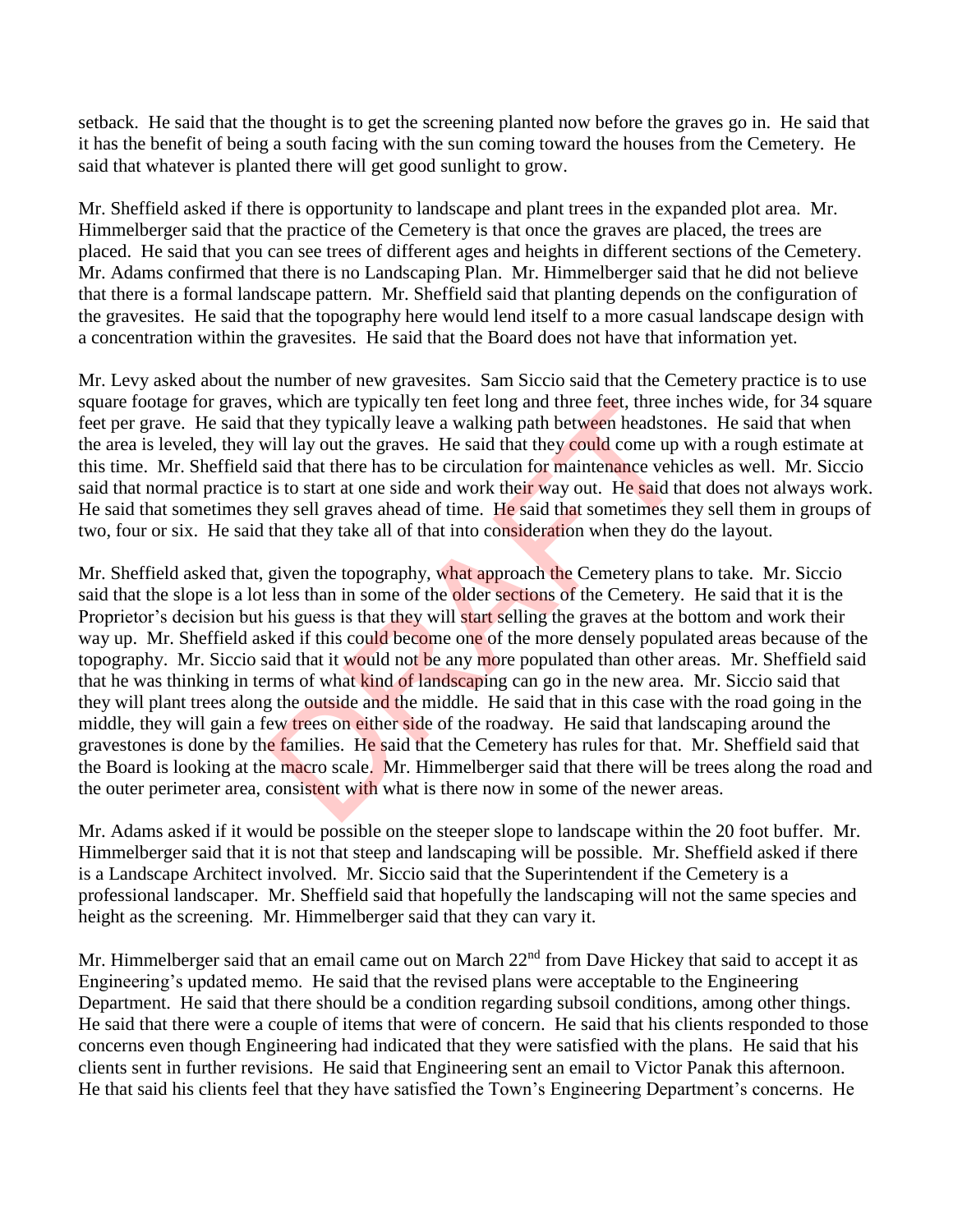setback. He said that the thought is to get the screening planted now before the graves go in. He said that it has the benefit of being a south facing with the sun coming toward the houses from the Cemetery. He said that whatever is planted there will get good sunlight to grow.

Mr. Sheffield asked if there is opportunity to landscape and plant trees in the expanded plot area. Mr. Himmelberger said that the practice of the Cemetery is that once the graves are placed, the trees are placed. He said that you can see trees of different ages and heights in different sections of the Cemetery. Mr. Adams confirmed that there is no Landscaping Plan. Mr. Himmelberger said that he did not believe that there is a formal landscape pattern. Mr. Sheffield said that planting depends on the configuration of the gravesites. He said that the topography here would lend itself to a more casual landscape design with a concentration within the gravesites. He said that the Board does not have that information yet.

Mr. Levy asked about the number of new gravesites. Sam Siccio said that the Cemetery practice is to use square footage for graves, which are typically ten feet long and three feet, three inches wide, for 34 square feet per grave. He said that they typically leave a walking path between headstones. He said that when the area is leveled, they will lay out the graves. He said that they could come up with a rough estimate at this time. Mr. Sheffield said that there has to be circulation for maintenance vehicles as well. Mr. Siccio said that normal practice is to start at one side and work their way out. He said that does not always work. He said that sometimes they sell graves ahead of time. He said that sometimes they sell them in groups of two, four or six. He said that they take all of that into consideration when they do the layout.

Mr. Sheffield asked that, given the topography, what approach the Cemetery plans to take. Mr. Siccio said that the slope is a lot less than in some of the older sections of the Cemetery. He said that it is the Proprietor's decision but his guess is that they will start selling the graves at the bottom and work their way up. Mr. Sheffield asked if this could become one of the more densely populated areas because of the topography. Mr. Siccio said that it would not be any more populated than other areas. Mr. Sheffield said that he was thinking in terms of what kind of landscaping can go in the new area. Mr. Siccio said that they will plant trees along the outside and the middle. He said that in this case with the road going in the middle, they will gain a few trees on either side of the roadway. He said that landscaping around the gravestones is done by the families. He said that the Cemetery has rules for that. Mr. Sheffield said that the Board is looking at the macro scale. Mr. Himmelberger said that there will be trees along the road and the outer perimeter area, consistent with what is there now in some of the newer areas.

Mr. Adams asked if it would be possible on the steeper slope to landscape within the 20 foot buffer. Mr. Himmelberger said that it is not that steep and landscaping will be possible. Mr. Sheffield asked if there is a Landscape Architect involved. Mr. Siccio said that the Superintendent if the Cemetery is a professional landscaper. Mr. Sheffield said that hopefully the landscaping will not the same species and height as the screening. Mr. Himmelberger said that they can vary it.

Mr. Himmelberger said that an email came out on March 22nd from Dave Hickey that said to accept it as Engineering's updated memo. He said that the revised plans were acceptable to the Engineering Department. He said that there should be a condition regarding subsoil conditions, among other things. He said that there were a couple of items that were of concern. He said that his clients responded to those concerns even though Engineering had indicated that they were satisfied with the plans. He said that his clients sent in further revisions. He said that Engineering sent an email to Victor Panak this afternoon. He that said his clients feel that they have satisfied the Town's Engineering Department's concerns. He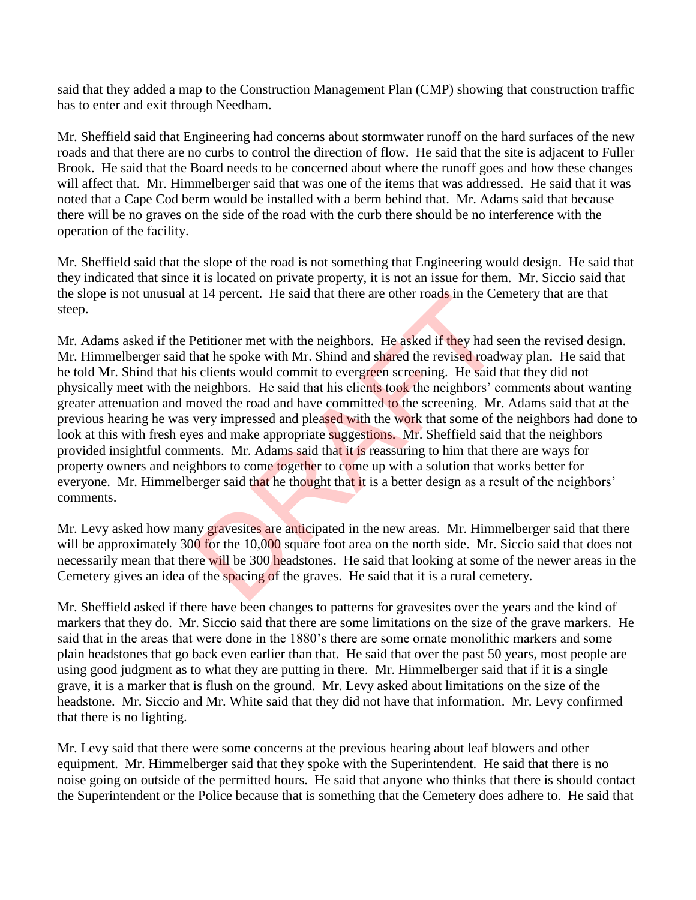said that they added a map to the Construction Management Plan (CMP) showing that construction traffic has to enter and exit through Needham.

Mr. Sheffield said that Engineering had concerns about stormwater runoff on the hard surfaces of the new roads and that there are no curbs to control the direction of flow. He said that the site is adjacent to Fuller Brook. He said that the Board needs to be concerned about where the runoff goes and how these changes will affect that. Mr. Himmelberger said that was one of the items that was addressed. He said that it was noted that a Cape Cod berm would be installed with a berm behind that. Mr. Adams said that because there will be no graves on the side of the road with the curb there should be no interference with the operation of the facility.

Mr. Sheffield said that the slope of the road is not something that Engineering would design. He said that they indicated that since it is located on private property, it is not an issue for them. Mr. Siccio said that the slope is not unusual at 14 percent. He said that there are other roads in the Cemetery that are that steep.

Mr. Adams asked if the Petitioner met with the neighbors. He asked if they had seen the revised design. Mr. Himmelberger said that he spoke with Mr. Shind and shared the revised roadway plan. He said that he told Mr. Shind that his clients would commit to evergreen screening. He said that they did not physically meet with the neighbors. He said that his clients took the neighbors' comments about wanting greater attenuation and moved the road and have committed to the screening. Mr. Adams said that at the previous hearing he was very impressed and pleased with the work that some of the neighbors had done to look at this with fresh eyes and make appropriate suggestions. Mr. Sheffield said that the neighbors provided insightful comments. Mr. Adams said that it is reassuring to him that there are ways for property owners and neighbors to come together to come up with a solution that works better for everyone. Mr. Himmelberger said that he thought that it is a better design as a result of the neighbors' comments.

Mr. Levy asked how many gravesites are anticipated in the new areas. Mr. Himmelberger said that there will be approximately 300 for the 10,000 square foot area on the north side. Mr. Siccio said that does not necessarily mean that there will be 300 headstones. He said that looking at some of the newer areas in the Cemetery gives an idea of the spacing of the graves. He said that it is a rural cemetery.

Mr. Sheffield asked if there have been changes to patterns for gravesites over the years and the kind of markers that they do. Mr. Siccio said that there are some limitations on the size of the grave markers. He said that in the areas that were done in the 1880's there are some ornate monolithic markers and some plain headstones that go back even earlier than that. He said that over the past 50 years, most people are using good judgment as to what they are putting in there. Mr. Himmelberger said that if it is a single grave, it is a marker that is flush on the ground. Mr. Levy asked about limitations on the size of the headstone. Mr. Siccio and Mr. White said that they did not have that information. Mr. Levy confirmed that there is no lighting.

Mr. Levy said that there were some concerns at the previous hearing about leaf blowers and other equipment. Mr. Himmelberger said that they spoke with the Superintendent. He said that there is no noise going on outside of the permitted hours. He said that anyone who thinks that there is should contact the Superintendent or the Police because that is something that the Cemetery does adhere to. He said that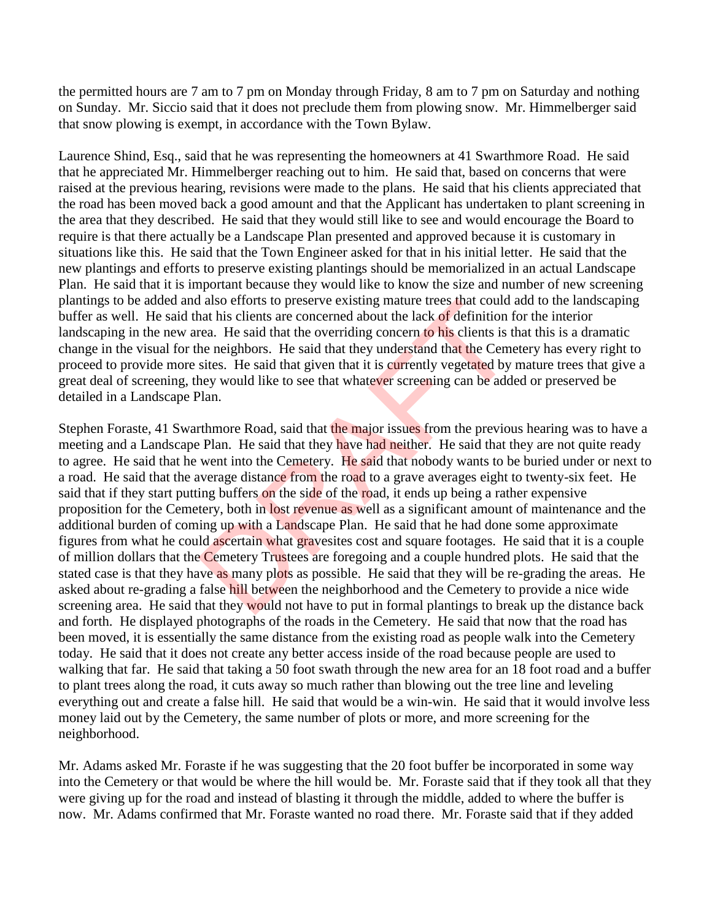the permitted hours are 7 am to 7 pm on Monday through Friday, 8 am to 7 pm on Saturday and nothing on Sunday. Mr. Siccio said that it does not preclude them from plowing snow. Mr. Himmelberger said that snow plowing is exempt, in accordance with the Town Bylaw.

Laurence Shind, Esq., said that he was representing the homeowners at 41 Swarthmore Road. He said that he appreciated Mr. Himmelberger reaching out to him. He said that, based on concerns that were raised at the previous hearing, revisions were made to the plans. He said that his clients appreciated that the road has been moved back a good amount and that the Applicant has undertaken to plant screening in the area that they described. He said that they would still like to see and would encourage the Board to require is that there actually be a Landscape Plan presented and approved because it is customary in situations like this. He said that the Town Engineer asked for that in his initial letter. He said that the new plantings and efforts to preserve existing plantings should be memorialized in an actual Landscape Plan. He said that it is important because they would like to know the size and number of new screening plantings to be added and also efforts to preserve existing mature trees that could add to the landscaping buffer as well. He said that his clients are concerned about the lack of definition for the interior landscaping in the new area. He said that the overriding concern to his clients is that this is a dramatic change in the visual for the neighbors. He said that they understand that the Cemetery has every right to proceed to provide more sites. He said that given that it is currently vegetated by mature trees that give a great deal of screening, they would like to see that whatever screening can be added or preserved be detailed in a Landscape Plan.

Stephen Foraste, 41 Swarthmore Road, said that the major issues from the previous hearing was to have a meeting and a Landscape Plan. He said that they have had neither. He said that they are not quite ready to agree. He said that he went into the Cemetery. He said that nobody wants to be buried under or next to a road. He said that the average distance from the road to a grave averages eight to twenty-six feet. He said that if they start putting buffers on the side of the road, it ends up being a rather expensive proposition for the Cemetery, both in lost revenue as well as a significant amount of maintenance and the additional burden of coming up with a Landscape Plan. He said that he had done some approximate figures from what he could ascertain what gravesites cost and square footages. He said that it is a couple of million dollars that the Cemetery Trustees are foregoing and a couple hundred plots. He said that the stated case is that they have as many plots as possible. He said that they will be re-grading the areas. He asked about re-grading a false hill between the neighborhood and the Cemetery to provide a nice wide screening area. He said that they would not have to put in formal plantings to break up the distance back and forth. He displayed photographs of the roads in the Cemetery. He said that now that the road has been moved, it is essentially the same distance from the existing road as people walk into the Cemetery today. He said that it does not create any better access inside of the road because people are used to walking that far. He said that taking a 50 foot swath through the new area for an 18 foot road and a buffer to plant trees along the road, it cuts away so much rather than blowing out the tree line and leveling everything out and create a false hill. He said that would be a win-win. He said that it would involve less money laid out by the Cemetery, the same number of plots or more, and more screening for the neighborhood.

Mr. Adams asked Mr. Foraste if he was suggesting that the 20 foot buffer be incorporated in some way into the Cemetery or that would be where the hill would be. Mr. Foraste said that if they took all that they were giving up for the road and instead of blasting it through the middle, added to where the buffer is now. Mr. Adams confirmed that Mr. Foraste wanted no road there. Mr. Foraste said that if they added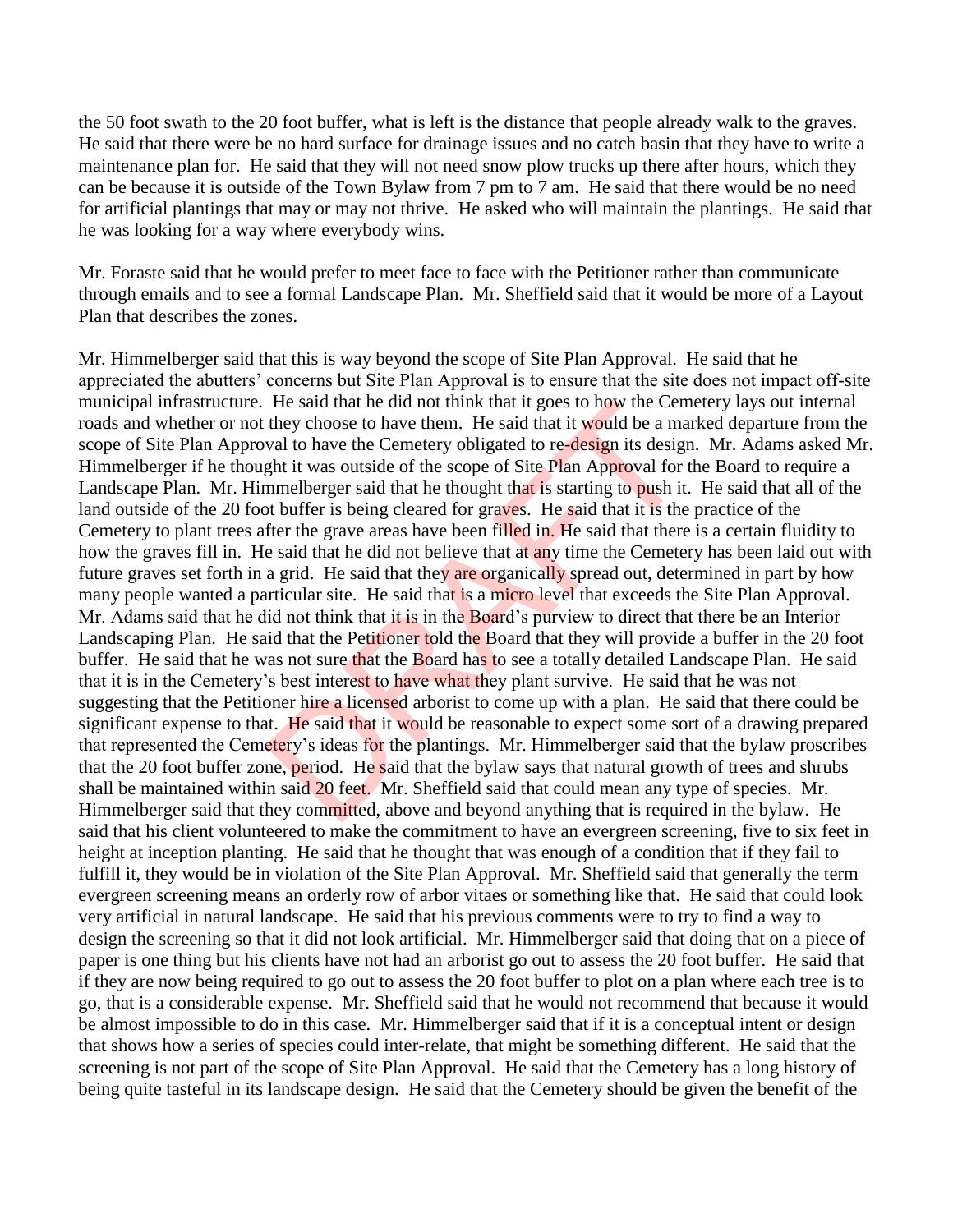the 50 foot swath to the 20 foot buffer, what is left is the distance that people already walk to the graves. He said that there were be no hard surface for drainage issues and no catch basin that they have to write a maintenance plan for. He said that they will not need snow plow trucks up there after hours, which they can be because it is outside of the Town Bylaw from 7 pm to 7 am. He said that there would be no need for artificial plantings that may or may not thrive. He asked who will maintain the plantings. He said that he was looking for a way where everybody wins.

Mr. Foraste said that he would prefer to meet face to face with the Petitioner rather than communicate through emails and to see a formal Landscape Plan. Mr. Sheffield said that it would be more of a Layout Plan that describes the zones.

Mr. Himmelberger said that this is way beyond the scope of Site Plan Approval. He said that he appreciated the abutters' concerns but Site Plan Approval is to ensure that the site does not impact off-site municipal infrastructure. He said that he did not think that it goes to how the Cemetery lays out internal roads and whether or not they choose to have them. He said that it would be a marked departure from the scope of Site Plan Approval to have the Cemetery obligated to re-design its design. Mr. Adams asked Mr. Himmelberger if he thought it was outside of the scope of Site Plan Approval for the Board to require a Landscape Plan. Mr. Himmelberger said that he thought that is starting to push it. He said that all of the land outside of the 20 foot buffer is being cleared for graves. He said that it is the practice of the Cemetery to plant trees after the grave areas have been filled in. He said that there is a certain fluidity to how the graves fill in. He said that he did not believe that at any time the Cemetery has been laid out with future graves set forth in a grid. He said that they are organically spread out, determined in part by how many people wanted a particular site. He said that is a micro level that exceeds the Site Plan Approval. Mr. Adams said that he did not think that it is in the Board's purview to direct that there be an Interior Landscaping Plan. He said that the Petitioner told the Board that they will provide a buffer in the 20 foot buffer. He said that he was not sure that the Board has to see a totally detailed Landscape Plan. He said that it is in the Cemetery's best interest to have what they plant survive. He said that he was not suggesting that the Petitioner hire a licensed arborist to come up with a plan. He said that there could be significant expense to that. He said that it would be reasonable to expect some sort of a drawing prepared that represented the Cemetery's ideas for the plantings. Mr. Himmelberger said that the bylaw proscribes that the 20 foot buffer zone, period. He said that the bylaw says that natural growth of trees and shrubs shall be maintained within said 20 feet. Mr. Sheffield said that could mean any type of species. Mr. Himmelberger said that they committed, above and beyond anything that is required in the bylaw. He said that his client volunteered to make the commitment to have an evergreen screening, five to six feet in height at inception planting. He said that he thought that was enough of a condition that if they fail to fulfill it, they would be in violation of the Site Plan Approval. Mr. Sheffield said that generally the term evergreen screening means an orderly row of arbor vitaes or something like that. He said that could look very artificial in natural landscape. He said that his previous comments were to try to find a way to design the screening so that it did not look artificial. Mr. Himmelberger said that doing that on a piece of paper is one thing but his clients have not had an arborist go out to assess the 20 foot buffer. He said that if they are now being required to go out to assess the 20 foot buffer to plot on a plan where each tree is to go, that is a considerable expense. Mr. Sheffield said that he would not recommend that because it would be almost impossible to do in this case. Mr. Himmelberger said that if it is a conceptual intent or design that shows how a series of species could inter-relate, that might be something different. He said that the screening is not part of the scope of Site Plan Approval. He said that the Cemetery has a long history of being quite tasteful in its landscape design. He said that the Cemetery should be given the benefit of the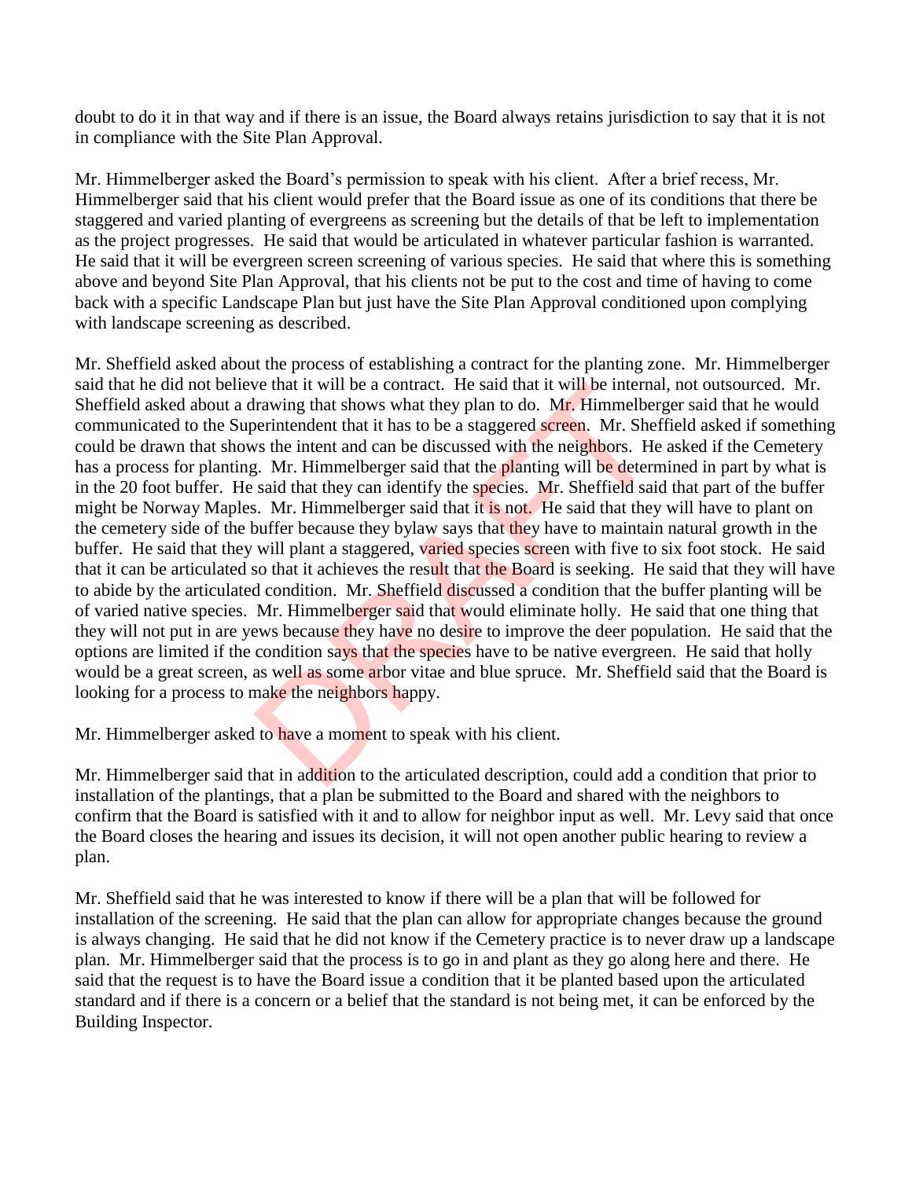doubt to do it in that way and if there is an issue, the Board always retains jurisdiction to say that it is not in compliance with the Site Plan Approval.

Mr. Himmelberger asked the Board's permission to speak with his client. After a brief recess, Mr. Himmelberger said that his client would prefer that the Board issue as one of its conditions that there be staggered and varied planting of evergreens as screening but the details of that be left to implementation as the project progresses. He said that would be articulated in whatever particular fashion is warranted. He said that it will be evergreen screen screening of various species. He said that where this is something above and beyond Site Plan Approval, that his clients not be put to the cost and time of having to come back with a specific Landscape Plan but just have the Site Plan Approval conditioned upon complying with landscape screening as described.

Mr. Sheffield asked about the process of establishing a contract for the planting zone. Mr. Himmelberger said that he did not believe that it will be a contract. He said that it will be internal, not outsourced. Mr. Sheffield asked about a drawing that shows what they plan to do. Mr. Himmelberger said that he would communicated to the Superintendent that it has to be a staggered screen. Mr. Sheffield asked if something could be drawn that shows the intent and can be discussed with the neighbors. He asked if the Cemetery has a process for planting. Mr. Himmelberger said that the planting will be determined in part by what is in the 20 foot buffer. He said that they can identify the species. Mr. Sheffield said that part of the buffer might be Norway Maples. Mr. Himmelberger said that it is not. He said that they will have to plant on the cemetery side of the buffer because they bylaw says that they have to maintain natural growth in the buffer. He said that they will plant a staggered, varied species screen with five to six foot stock. He said that it can be articulated so that it achieves the result that the Board is seeking. He said that they will have to abide by the articulated condition. Mr. Sheffield discussed a condition that the buffer planting will be of varied native species. Mr. Himmelberger said that would eliminate holly. He said that one thing that they will not put in are yews because they have no desire to improve the deer population. He said that the options are limited if the condition says that the species have to be native evergreen. He said that holly would be a great screen, as well as some arbor vitae and blue spruce. Mr. Sheffield said that the Board is looking for a process to make the neighbors happy.

Mr. Himmelberger asked to have a moment to speak with his client.

Mr. Himmelberger said that in addition to the articulated description, could add a condition that prior to installation of the plantings, that a plan be submitted to the Board and shared with the neighbors to confirm that the Board is satisfied with it and to allow for neighbor input as well. Mr. Levy said that once the Board closes the hearing and issues its decision, it will not open another public hearing to review a plan.

Mr. Sheffield said that he was interested to know if there will be a plan that will be followed for installation of the screening. He said that the plan can allow for appropriate changes because the ground is always changing. He said that he did not know if the Cemetery practice is to never draw up a landscape plan. Mr. Himmelberger said that the process is to go in and plant as they go along here and there. He said that the request is to have the Board issue a condition that it be planted based upon the articulated standard and if there is a concern or a belief that the standard is not being met, it can be enforced by the Building Inspector.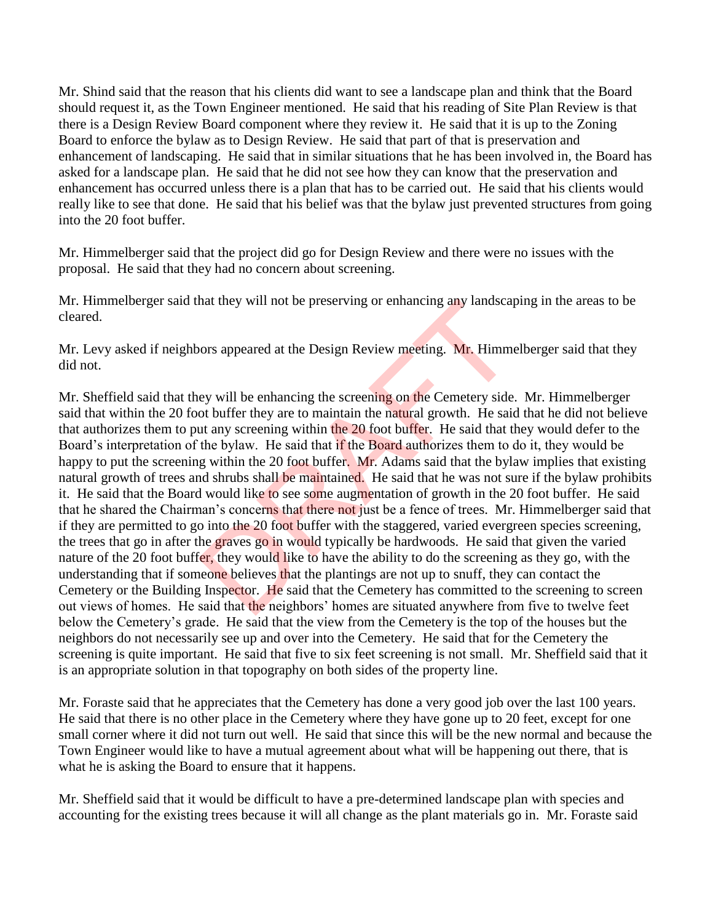Mr. Shind said that the reason that his clients did want to see a landscape plan and think that the Board should request it, as the Town Engineer mentioned. He said that his reading of Site Plan Review is that there is a Design Review Board component where they review it. He said that it is up to the Zoning Board to enforce the bylaw as to Design Review. He said that part of that is preservation and enhancement of landscaping. He said that in similar situations that he has been involved in, the Board has asked for a landscape plan. He said that he did not see how they can know that the preservation and enhancement has occurred unless there is a plan that has to be carried out. He said that his clients would really like to see that done. He said that his belief was that the bylaw just prevented structures from going into the 20 foot buffer.

Mr. Himmelberger said that the project did go for Design Review and there were no issues with the proposal. He said that they had no concern about screening.

Mr. Himmelberger said that they will not be preserving or enhancing any landscaping in the areas to be cleared.

Mr. Levy asked if neighbors appeared at the Design Review meeting. Mr. Himmelberger said that they did not.

Mr. Sheffield said that they will be enhancing the screening on the Cemetery side. Mr. Himmelberger said that within the 20 foot buffer they are to maintain the natural growth. He said that he did not believe that authorizes them to put any screening within the 20 foot buffer. He said that they would defer to the Board's interpretation of the bylaw. He said that if the Board authorizes them to do it, they would be happy to put the screening within the 20 foot buffer. Mr. Adams said that the bylaw implies that existing natural growth of trees and shrubs shall be maintained. He said that he was not sure if the bylaw prohibits it. He said that the Board would like to see some augmentation of growth in the 20 foot buffer. He said that he shared the Chairman's concerns that there not just be a fence of trees. Mr. Himmelberger said that if they are permitted to go into the 20 foot buffer with the staggered, varied evergreen species screening, the trees that go in after the graves go in would typically be hardwoods. He said that given the varied nature of the 20 foot buffer, they would like to have the ability to do the screening as they go, with the understanding that if someone believes that the plantings are not up to snuff, they can contact the Cemetery or the Building Inspector. He said that the Cemetery has committed to the screening to screen out views of homes. He said that the neighbors' homes are situated anywhere from five to twelve feet below the Cemetery's grade. He said that the view from the Cemetery is the top of the houses but the neighbors do not necessarily see up and over into the Cemetery. He said that for the Cemetery the screening is quite important. He said that five to six feet screening is not small. Mr. Sheffield said that it is an appropriate solution in that topography on both sides of the property line.

Mr. Foraste said that he appreciates that the Cemetery has done a very good job over the last 100 years. He said that there is no other place in the Cemetery where they have gone up to 20 feet, except for one small corner where it did not turn out well. He said that since this will be the new normal and because the Town Engineer would like to have a mutual agreement about what will be happening out there, that is what he is asking the Board to ensure that it happens.

Mr. Sheffield said that it would be difficult to have a pre-determined landscape plan with species and accounting for the existing trees because it will all change as the plant materials go in. Mr. Foraste said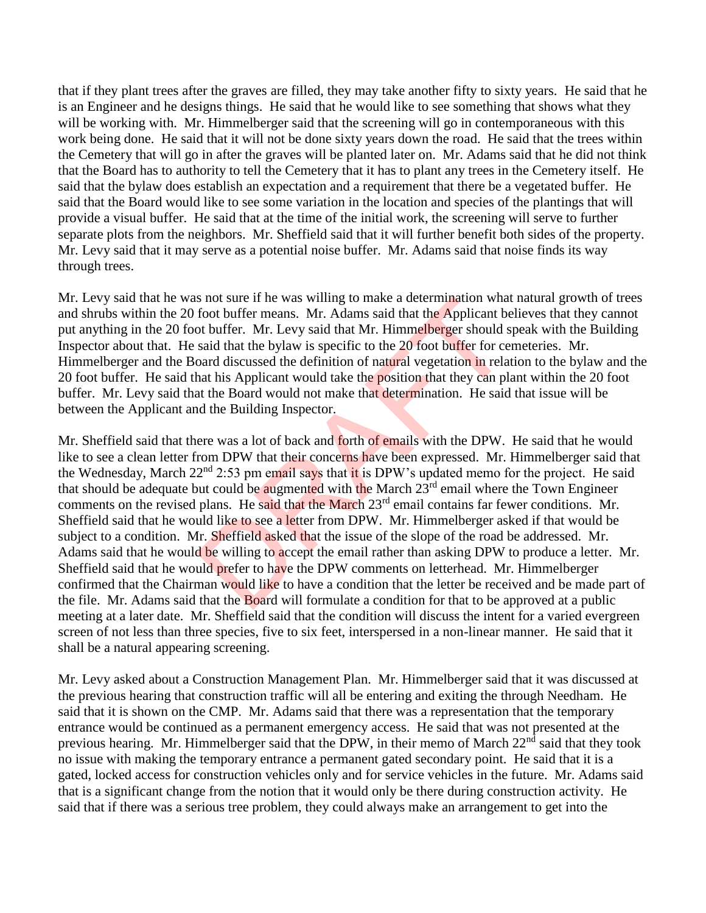that if they plant trees after the graves are filled, they may take another fifty to sixty years. He said that he is an Engineer and he designs things. He said that he would like to see something that shows what they will be working with. Mr. Himmelberger said that the screening will go in contemporaneous with this work being done. He said that it will not be done sixty years down the road. He said that the trees within the Cemetery that will go in after the graves will be planted later on. Mr. Adams said that he did not think that the Board has to authority to tell the Cemetery that it has to plant any trees in the Cemetery itself. He said that the bylaw does establish an expectation and a requirement that there be a vegetated buffer. He said that the Board would like to see some variation in the location and species of the plantings that will provide a visual buffer. He said that at the time of the initial work, the screening will serve to further separate plots from the neighbors. Mr. Sheffield said that it will further benefit both sides of the property. Mr. Levy said that it may serve as a potential noise buffer. Mr. Adams said that noise finds its way through trees.

Mr. Levy said that he was not sure if he was willing to make a determination what natural growth of trees and shrubs within the 20 foot buffer means. Mr. Adams said that the Applicant believes that they cannot put anything in the 20 foot buffer. Mr. Levy said that Mr. Himmelberger should speak with the Building Inspector about that. He said that the bylaw is specific to the 20 foot buffer for cemeteries. Mr. Himmelberger and the Board discussed the definition of natural vegetation in relation to the bylaw and the 20 foot buffer. He said that his Applicant would take the position that they can plant within the 20 foot buffer. Mr. Levy said that the Board would not make that determination. He said that issue will be between the Applicant and the Building Inspector.

Mr. Sheffield said that there was a lot of back and forth of emails with the DPW. He said that he would like to see a clean letter from DPW that their concerns have been expressed. Mr. Himmelberger said that the Wednesday, March 22nd 2:53 pm email says that it is DPW's updated memo for the project. He said that should be adequate but could be augmented with the March 23rd email where the Town Engineer comments on the revised plans. He said that the March 23rd email contains far fewer conditions. Mr. Sheffield said that he would like to see a letter from DPW. Mr. Himmelberger asked if that would be subject to a condition. Mr. Sheffield asked that the issue of the slope of the road be addressed. Mr. Adams said that he would be willing to accept the email rather than asking DPW to produce a letter. Mr. Sheffield said that he would prefer to have the DPW comments on letterhead. Mr. Himmelberger confirmed that the Chairman would like to have a condition that the letter be received and be made part of the file. Mr. Adams said that the Board will formulate a condition for that to be approved at a public meeting at a later date. Mr. Sheffield said that the condition will discuss the intent for a varied evergreen screen of not less than three species, five to six feet, interspersed in a non-linear manner. He said that it shall be a natural appearing screening.

Mr. Levy asked about a Construction Management Plan. Mr. Himmelberger said that it was discussed at the previous hearing that construction traffic will all be entering and exiting the through Needham. He said that it is shown on the CMP. Mr. Adams said that there was a representation that the temporary entrance would be continued as a permanent emergency access. He said that was not presented at the previous hearing. Mr. Himmelberger said that the DPW, in their memo of March 22nd said that they took no issue with making the temporary entrance a permanent gated secondary point. He said that it is a gated, locked access for construction vehicles only and for service vehicles in the future. Mr. Adams said that is a significant change from the notion that it would only be there during construction activity. He said that if there was a serious tree problem, they could always make an arrangement to get into the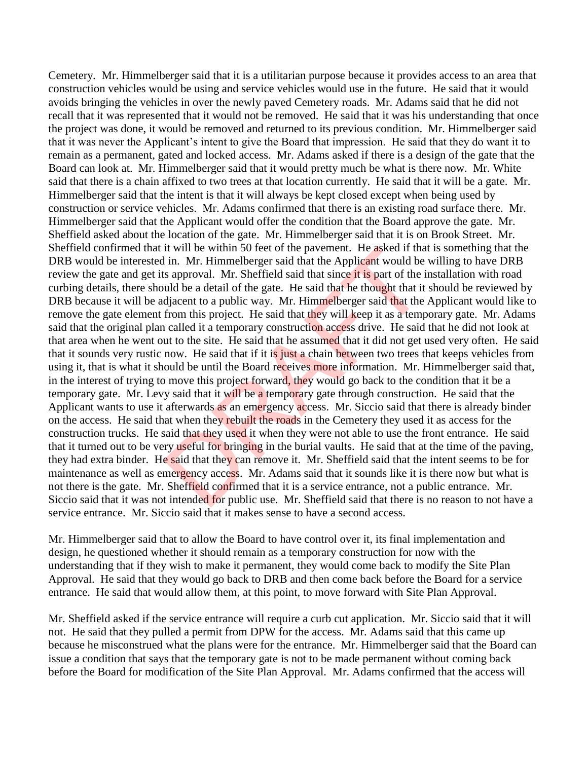Cemetery. Mr. Himmelberger said that it is a utilitarian purpose because it provides access to an area that construction vehicles would be using and service vehicles would use in the future. He said that it would avoids bringing the vehicles in over the newly paved Cemetery roads. Mr. Adams said that he did not recall that it was represented that it would not be removed. He said that it was his understanding that once the project was done, it would be removed and returned to its previous condition. Mr. Himmelberger said that it was never the Applicant's intent to give the Board that impression. He said that they do want it to remain as a permanent, gated and locked access. Mr. Adams asked if there is a design of the gate that the Board can look at. Mr. Himmelberger said that it would pretty much be what is there now. Mr. White said that there is a chain affixed to two trees at that location currently. He said that it will be a gate. Mr. Himmelberger said that the intent is that it will always be kept closed except when being used by construction or service vehicles. Mr. Adams confirmed that there is an existing road surface there. Mr. Himmelberger said that the Applicant would offer the condition that the Board approve the gate. Mr. Sheffield asked about the location of the gate. Mr. Himmelberger said that it is on Brook Street. Mr. Sheffield confirmed that it will be within 50 feet of the pavement. He asked if that is something that the DRB would be interested in. Mr. Himmelberger said that the Applicant would be willing to have DRB review the gate and get its approval. Mr. Sheffield said that since it is part of the installation with road curbing details, there should be a detail of the gate. He said that he thought that it should be reviewed by DRB because it will be adjacent to a public way. Mr. Himmelberger said that the Applicant would like to remove the gate element from this project. He said that they will keep it as a temporary gate. Mr. Adams said that the original plan called it a temporary construction access drive. He said that he did not look at that area when he went out to the site. He said that he assumed that it did not get used very often. He said that it sounds very rustic now. He said that if it is just a chain between two trees that keeps vehicles from using it, that is what it should be until the Board receives more information. Mr. Himmelberger said that, in the interest of trying to move this project forward, they would go back to the condition that it be a temporary gate. Mr. Levy said that it will be a temporary gate through construction. He said that the Applicant wants to use it afterwards as an emergency access. Mr. Siccio said that there is already binder on the access. He said that when they rebuilt the roads in the Cemetery they used it as access for the construction trucks. He said that they used it when they were not able to use the front entrance. He said that it turned out to be very useful for bringing in the burial vaults. He said that at the time of the paving, they had extra binder. He said that they can remove it. Mr. Sheffield said that the intent seems to be for maintenance as well as emergency access. Mr. Adams said that it sounds like it is there now but what is not there is the gate. Mr. Sheffield confirmed that it is a service entrance, not a public entrance. Mr. Siccio said that it was not intended for public use. Mr. Sheffield said that there is no reason to not have a service entrance. Mr. Siccio said that it makes sense to have a second access.

Mr. Himmelberger said that to allow the Board to have control over it, its final implementation and design, he questioned whether it should remain as a temporary construction for now with the understanding that if they wish to make it permanent, they would come back to modify the Site Plan Approval. He said that they would go back to DRB and then come back before the Board for a service entrance. He said that would allow them, at this point, to move forward with Site Plan Approval.

Mr. Sheffield asked if the service entrance will require a curb cut application. Mr. Siccio said that it will not. He said that they pulled a permit from DPW for the access. Mr. Adams said that this came up because he misconstrued what the plans were for the entrance. Mr. Himmelberger said that the Board can issue a condition that says that the temporary gate is not to be made permanent without coming back before the Board for modification of the Site Plan Approval. Mr. Adams confirmed that the access will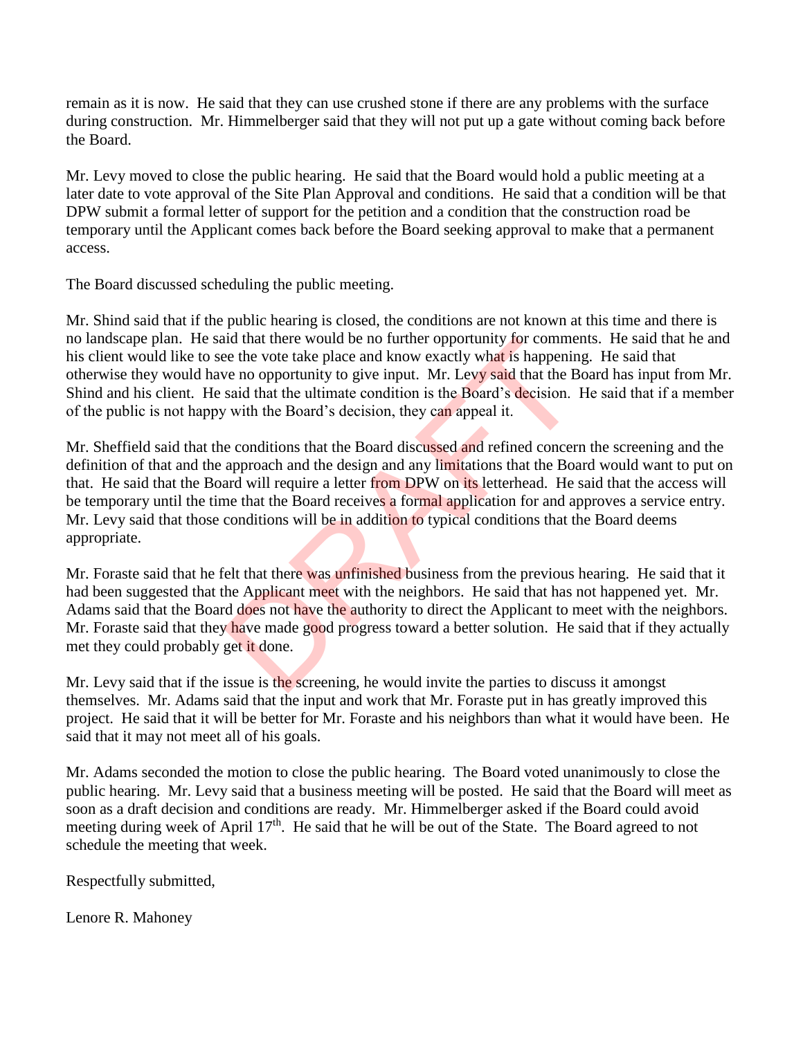remain as it is now. He said that they can use crushed stone if there are any problems with the surface during construction. Mr. Himmelberger said that they will not put up a gate without coming back before the Board.

Mr. Levy moved to close the public hearing. He said that the Board would hold a public meeting at a later date to vote approval of the Site Plan Approval and conditions. He said that a condition will be that DPW submit a formal letter of support for the petition and a condition that the construction road be temporary until the Applicant comes back before the Board seeking approval to make that a permanent access.

The Board discussed scheduling the public meeting.

Mr. Shind said that if the public hearing is closed, the conditions are not known at this time and there is no landscape plan. He said that there would be no further opportunity for comments. He said that he and his client would like to see the vote take place and know exactly what is happening. He said that otherwise they would have no opportunity to give input. Mr. Levy said that the Board has input from Mr. Shind and his client. He said that the ultimate condition is the Board's decision. He said that if a member of the public is not happy with the Board's decision, they can appeal it.

Mr. Sheffield said that the conditions that the Board discussed and refined concern the screening and the definition of that and the approach and the design and any limitations that the Board would want to put on that. He said that the Board will require a letter from DPW on its letterhead. He said that the access will be temporary until the time that the Board receives a formal application for and approves a service entry. Mr. Levy said that those conditions will be in addition to typical conditions that the Board deems appropriate.

Mr. Foraste said that he felt that there was unfinished business from the previous hearing. He said that it had been suggested that the Applicant meet with the neighbors. He said that has not happened yet. Mr. Adams said that the Board does not have the authority to direct the Applicant to meet with the neighbors. Mr. Foraste said that they have made good progress toward a better solution. He said that if they actually met they could probably get it done.

Mr. Levy said that if the issue is the screening, he would invite the parties to discuss it amongst themselves. Mr. Adams said that the input and work that Mr. Foraste put in has greatly improved this project. He said that it will be better for Mr. Foraste and his neighbors than what it would have been. He said that it may not meet all of his goals.

Mr. Adams seconded the motion to close the public hearing. The Board voted unanimously to close the public hearing. Mr. Levy said that a business meeting will be posted. He said that the Board will meet as soon as a draft decision and conditions are ready. Mr. Himmelberger asked if the Board could avoid meeting during week of April 17th. He said that he will be out of the State. The Board agreed to not schedule the meeting that week.

Respectfully submitted,

Lenore R. Mahoney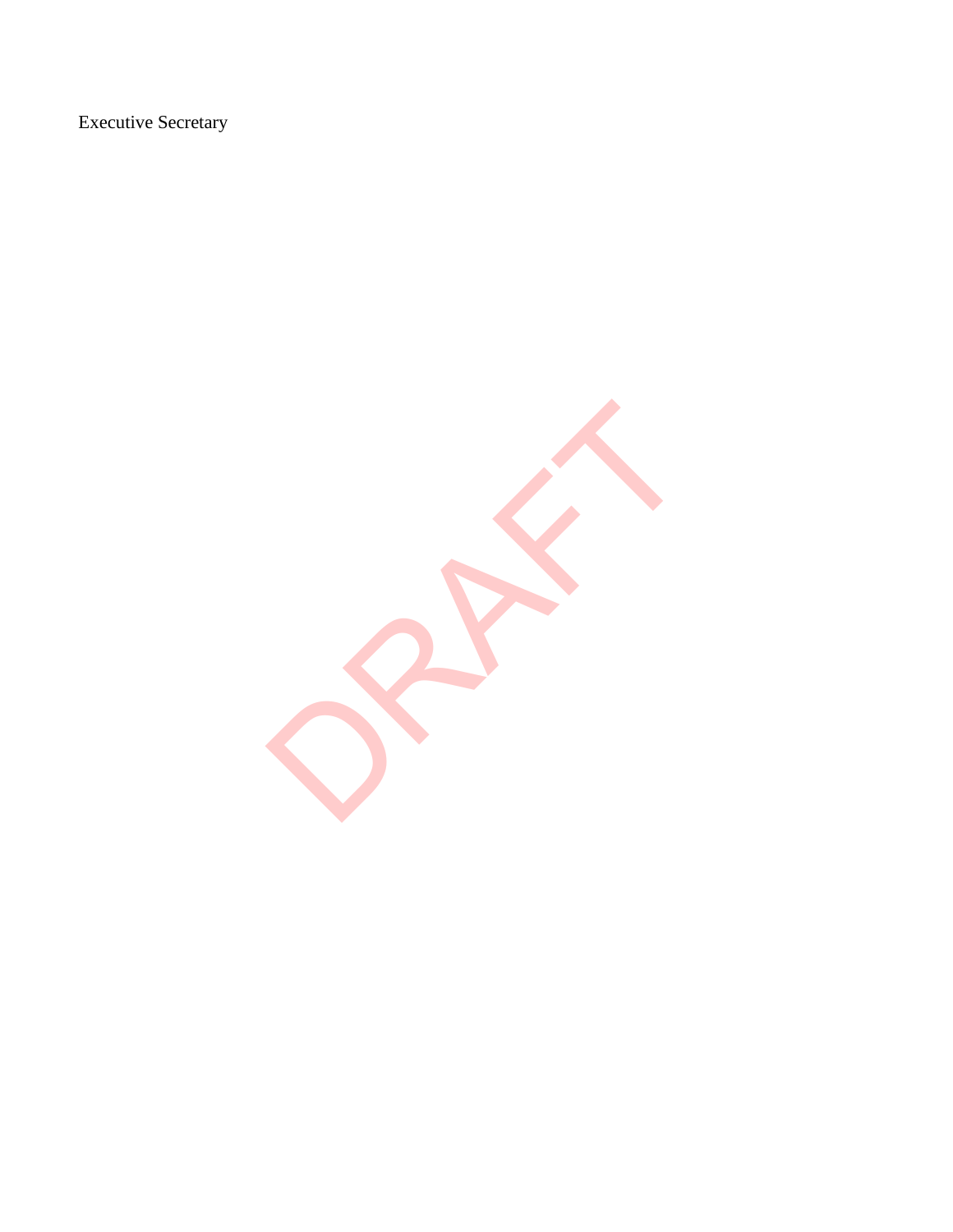Executive Secretary